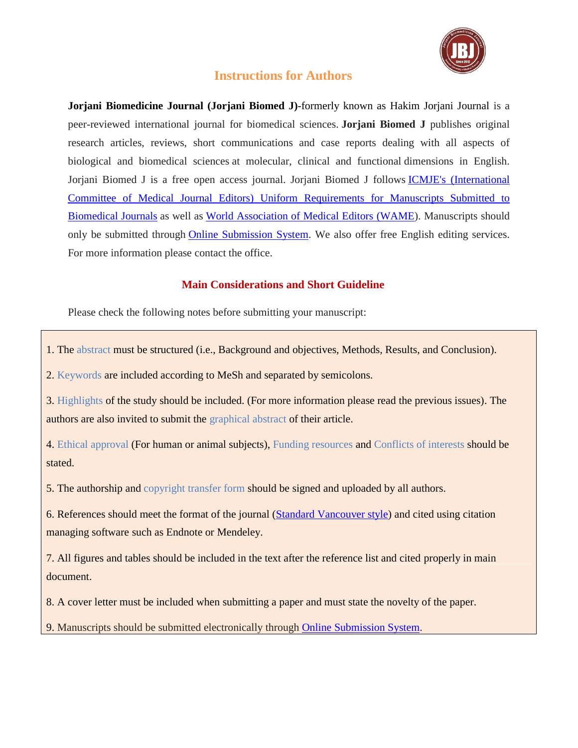# Instructions for Authors

**Jorjani Biomedicine Journal (Jorjani Biomed J)**-formerly known as Hakim Jorjani Journal is a peer-reviewed international journal for biomedical sciences. **Jorjani Biomed J** publishes original research articles, reviews, short communications and case reports dealing with all aspects of biological and biomedical sciences at molecular, clinical and functional dimensions in English. Jorjani Biomed J is a free open access journal. Jorjani Biomed J follows ICMJE's (International Committee of Medical Journal Editors) Uniform Requirements for Manuscripts Submitted to Biomedical Journals as well as World Association of Medical Editors (WAME). Manuscripts should only be submitted through Online Submission System. We also offer free English editing services. For more information please contact the office.

## Main Considerations and Short Guideline

Please check the following notes before submitting your manuscript:

1. The abstract must be structured (i.e., Background and objectives, Methods, Results, and Conclusion).
2. Keywords are included according to MeSh and separated by semicolons.
3. Highlights of the study should be included. (For more information please read the previous issues). The authors are also invited to submit the graphical abstract of their article.
4. Ethical approval (For human or animal subjects), Funding resources and Conflicts of interests should be stated.
5. The authorship and copyright transfer form should be signed and uploaded by all authors.
6. References should meet the format of the journal (Standard Vancouver style) and cited using citation managing software such as Endnote or Mendeley.
7. All figures and tables should be included in the text after the reference list and cited properly in main document.
8. A cover letter must be included when submitting a paper and must state the novelty of the paper.
9. Manuscripts should be submitted electronically through Online Submission System.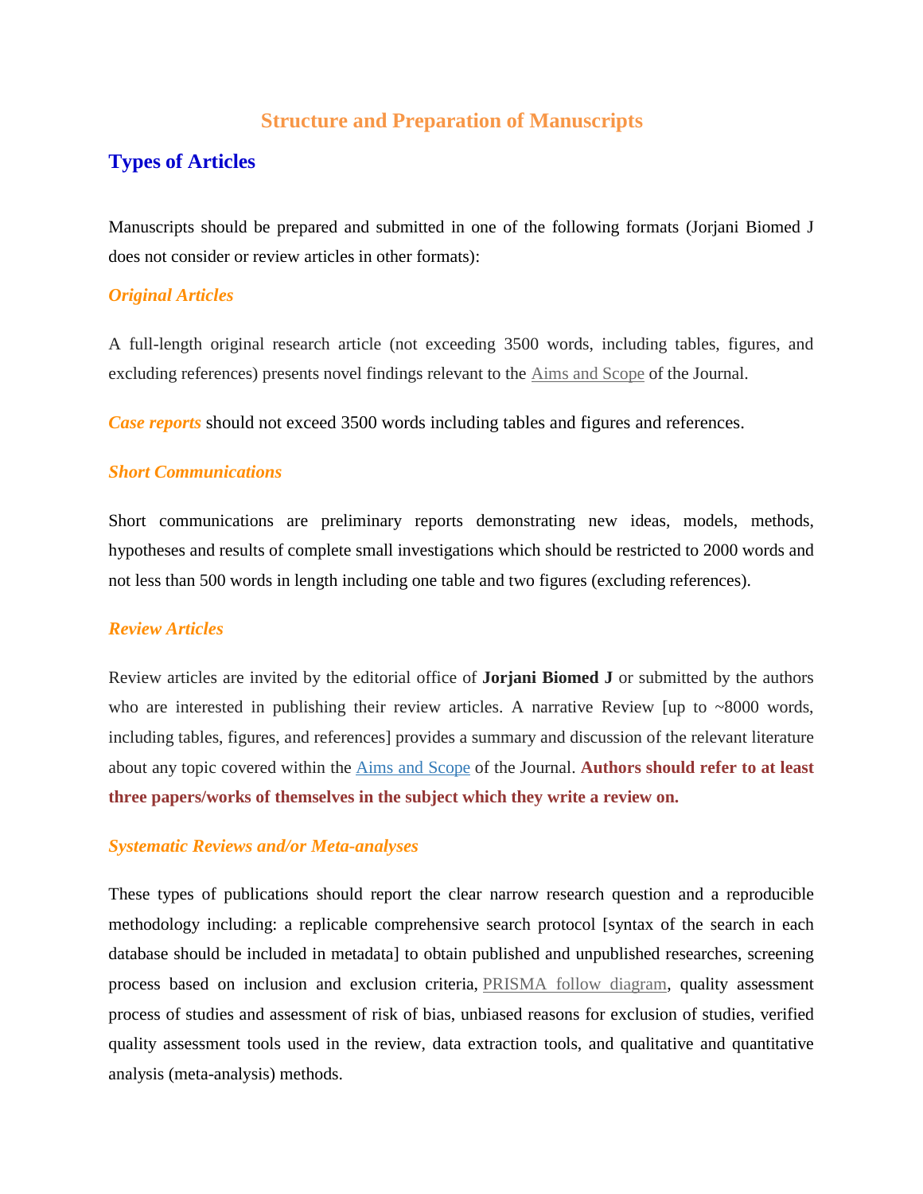# Structure and Preparation of Manuscripts

## Types of Articles

Manuscripts should be prepared and submitted in one of the following formats (Jorjani Biomed J does not consider or review articles in other formats):

### *Original Articles*

A full-length original research article (not exceeding 3500 words, including tables, figures, and excluding references) presents novel findings relevant to the Aims and Scope of the Journal.

***Case reports*** should not exceed 3500 words including tables and figures and references.

### *Short Communications*

Short communications are preliminary reports demonstrating new ideas, models, methods, hypotheses and results of complete small investigations which should be restricted to 2000 words and not less than 500 words in length including one table and two figures (excluding references).

### *Review Articles*

Review articles are invited by the editorial office of **Jorjani Biomed J** or submitted by the authors who are interested in publishing their review articles. A narrative Review [up to ~8000 words, including tables, figures, and references] provides a summary and discussion of the relevant literature about any topic covered within the Aims and Scope of the Journal. **Authors should refer to at least three papers/works of themselves in the subject which they write a review on.**

### *Systematic Reviews and/or Meta-analyses*

These types of publications should report the clear narrow research question and a reproducible methodology including: a replicable comprehensive search protocol [syntax of the search in each database should be included in metadata] to obtain published and unpublished researches, screening process based on inclusion and exclusion criteria, PRISMA follow diagram, quality assessment process of studies and assessment of risk of bias, unbiased reasons for exclusion of studies, verified quality assessment tools used in the review, data extraction tools, and qualitative and quantitative analysis (meta-analysis) methods.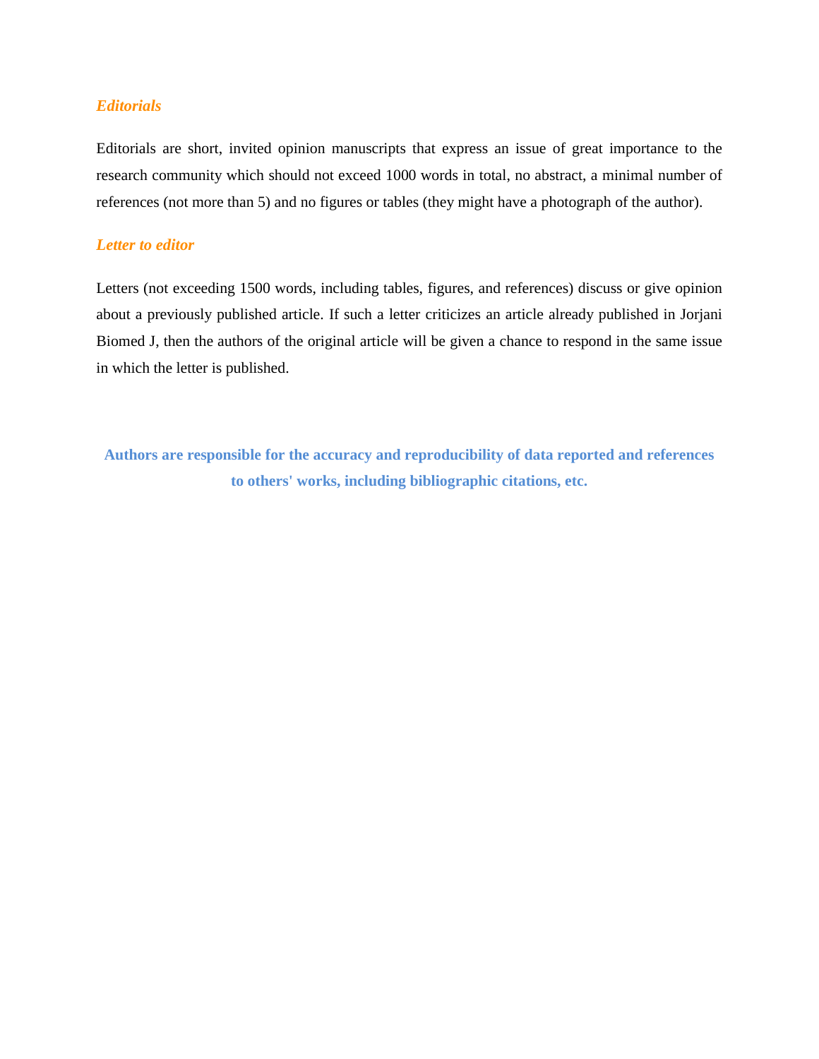### *Editorials*

Editorials are short, invited opinion manuscripts that express an issue of great importance to the research community which should not exceed 1000 words in total, no abstract, a minimal number of references (not more than 5) and no figures or tables (they might have a photograph of the author).

### *Letter to editor*

Letters (not exceeding 1500 words, including tables, figures, and references) discuss or give opinion about a previously published article. If such a letter criticizes an article already published in Jorjani Biomed J, then the authors of the original article will be given a chance to respond in the same issue in which the letter is published.

**Authors are responsible for the accuracy and reproducibility of data reported and references to others' works, including bibliographic citations, etc.**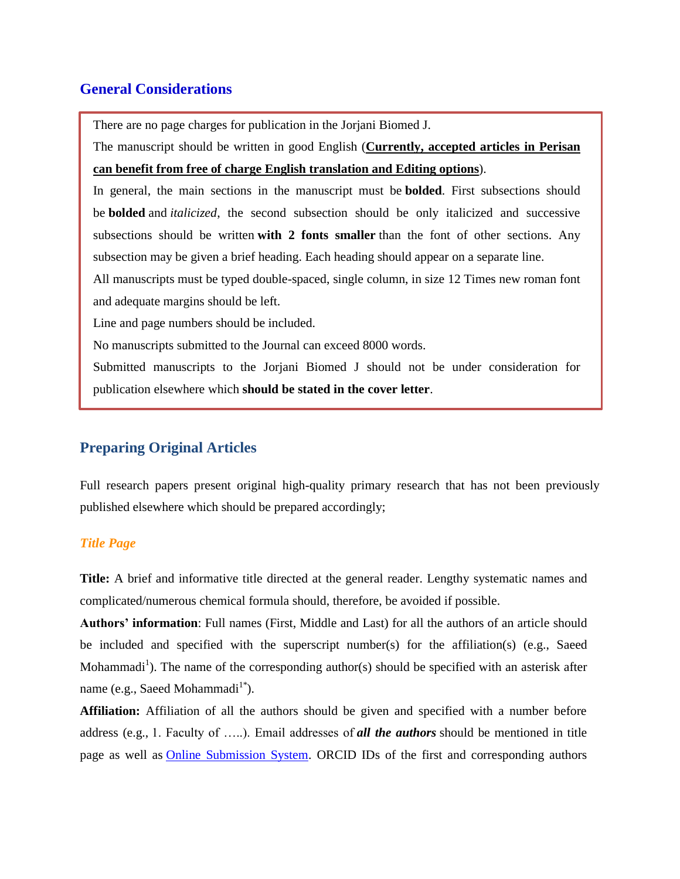## General Considerations

There are no page charges for publication in the Jorjani Biomed J.

The manuscript should be written in good English (**<u>Currently, accepted articles in Perisan can benefit from free of charge English translation and Editing options</u>**).

In general, the main sections in the manuscript must be **bolded**. First subsections should be **bolded** and *italicized*, the second subsection should be only italicized and successive subsections should be written **with 2 fonts smaller** than the font of other sections. Any subsection may be given a brief heading. Each heading should appear on a separate line.

All manuscripts must be typed double-spaced, single column, in size 12 Times new roman font and adequate margins should be left.

Line and page numbers should be included.

No manuscripts submitted to the Journal can exceed 8000 words.

Submitted manuscripts to the Jorjani Biomed J should not be under consideration for publication elsewhere which **should be stated in the cover letter**.

## Preparing Original Articles

Full research papers present original high-quality primary research that has not been previously published elsewhere which should be prepared accordingly;

### *Title Page*

**Title:** A brief and informative title directed at the general reader. Lengthy systematic names and complicated/numerous chemical formula should, therefore, be avoided if possible.

**Authors' information**: Full names (First, Middle and Last) for all the authors of an article should be included and specified with the superscript number(s) for the affiliation(s) (e.g., Saeed Mohammadi[1]). The name of the corresponding author(s) should be specified with an asterisk after name (e.g., Saeed Mohammadi[1*]).

**Affiliation:** Affiliation of all the authors should be given and specified with a number before address (e.g., 1. Faculty of …..). Email addresses of ***all the authors*** should be mentioned in title page as well as [Online Submission System](). ORCID IDs of the first and corresponding authors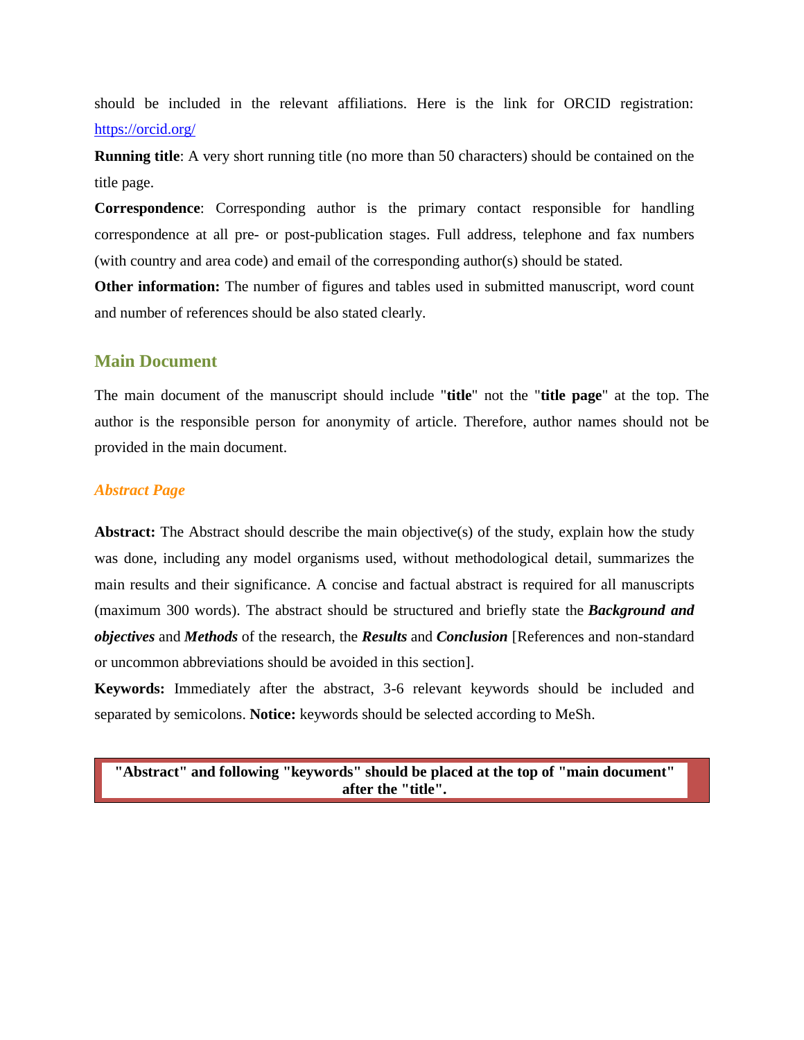should be included in the relevant affiliations. Here is the link for ORCID registration: https://orcid.org/

**Running title**: A very short running title (no more than 50 characters) should be contained on the title page.

**Correspondence**: Corresponding author is the primary contact responsible for handling correspondence at all pre- or post-publication stages. Full address, telephone and fax numbers (with country and area code) and email of the corresponding author(s) should be stated.

**Other information:** The number of figures and tables used in submitted manuscript, word count and number of references should be also stated clearly.

## Main Document

The main document of the manuscript should include "**title**" not the "**title page**" at the top. The author is the responsible person for anonymity of article. Therefore, author names should not be provided in the main document.

### *Abstract Page*

**Abstract:** The Abstract should describe the main objective(s) of the study, explain how the study was done, including any model organisms used, without methodological detail, summarizes the main results and their significance. A concise and factual abstract is required for all manuscripts (maximum 300 words). The abstract should be structured and briefly state the ***Background and objectives*** and ***Methods*** of the research, the ***Results*** and ***Conclusion*** [References and non-standard or uncommon abbreviations should be avoided in this section].

**Keywords:** Immediately after the abstract, 3-6 relevant keywords should be included and separated by semicolons. **Notice:** keywords should be selected according to MeSh.

**"Abstract" and following "keywords" should be placed at the top of "main document" after the "title".**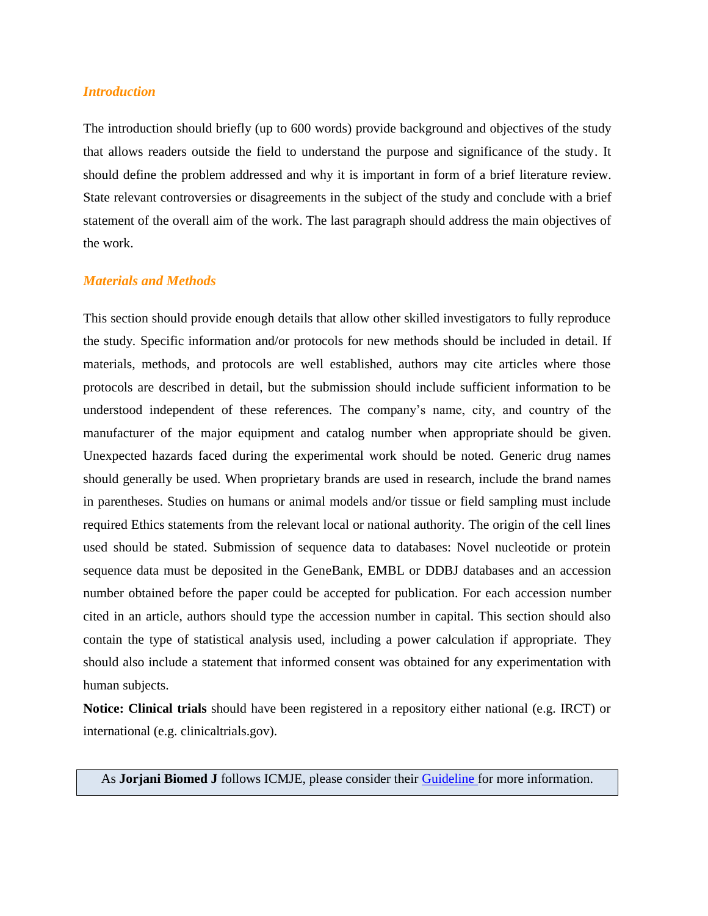### *Introduction*

The introduction should briefly (up to 600 words) provide background and objectives of the study that allows readers outside the field to understand the purpose and significance of the study. It should define the problem addressed and why it is important in form of a brief literature review. State relevant controversies or disagreements in the subject of the study and conclude with a brief statement of the overall aim of the work. The last paragraph should address the main objectives of the work.

### *Materials and Methods*

This section should provide enough details that allow other skilled investigators to fully reproduce the study. Specific information and/or protocols for new methods should be included in detail. If materials, methods, and protocols are well established, authors may cite articles where those protocols are described in detail, but the submission should include sufficient information to be understood independent of these references. The company's name, city, and country of the manufacturer of the major equipment and catalog number when appropriate should be given. Unexpected hazards faced during the experimental work should be noted. Generic drug names should generally be used. When proprietary brands are used in research, include the brand names in parentheses. Studies on humans or animal models and/or tissue or field sampling must include required Ethics statements from the relevant local or national authority. The origin of the cell lines used should be stated. Submission of sequence data to databases: Novel nucleotide or protein sequence data must be deposited in the GeneBank, EMBL or DDBJ databases and an accession number obtained before the paper could be accepted for publication. For each accession number cited in an article, authors should type the accession number in capital. This section should also contain the type of statistical analysis used, including a power calculation if appropriate. They should also include a statement that informed consent was obtained for any experimentation with human subjects.

**Notice: Clinical trials** should have been registered in a repository either national (e.g. IRCT) or international (e.g. clinicaltrials.gov).

As **Jorjani Biomed J** follows ICMJE, please consider their Guideline for more information.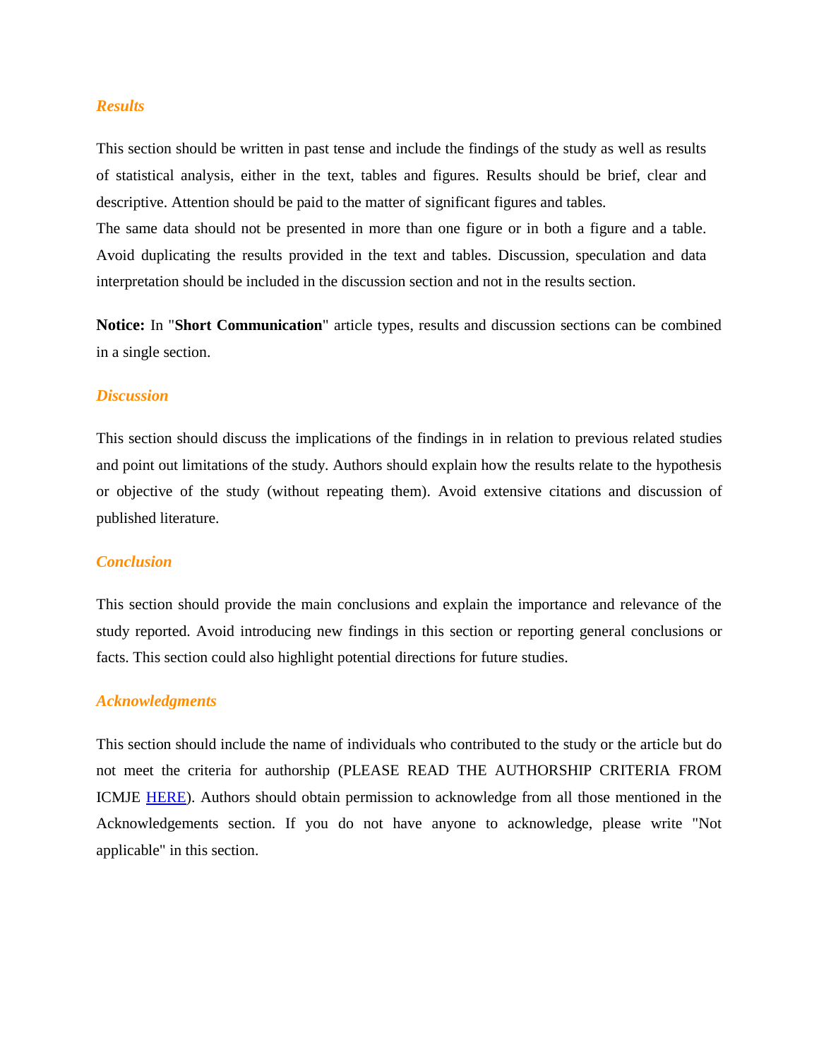### *Results*

This section should be written in past tense and include the findings of the study as well as results of statistical analysis, either in the text, tables and figures. Results should be brief, clear and descriptive. Attention should be paid to the matter of significant figures and tables.
The same data should not be presented in more than one figure or in both a figure and a table. Avoid duplicating the results provided in the text and tables. Discussion, speculation and data interpretation should be included in the discussion section and not in the results section.

**Notice:** In "**Short Communication**" article types, results and discussion sections can be combined in a single section.

### *Discussion*

This section should discuss the implications of the findings in in relation to previous related studies and point out limitations of the study. Authors should explain how the results relate to the hypothesis or objective of the study (without repeating them). Avoid extensive citations and discussion of published literature.

### *Conclusion*

This section should provide the main conclusions and explain the importance and relevance of the study reported. Avoid introducing new findings in this section or reporting general conclusions or facts. This section could also highlight potential directions for future studies.

### *Acknowledgments*

This section should include the name of individuals who contributed to the study or the article but do not meet the criteria for authorship (PLEASE READ THE AUTHORSHIP CRITERIA FROM ICMJE HERE). Authors should obtain permission to acknowledge from all those mentioned in the Acknowledgements section. If you do not have anyone to acknowledge, please write "Not applicable" in this section.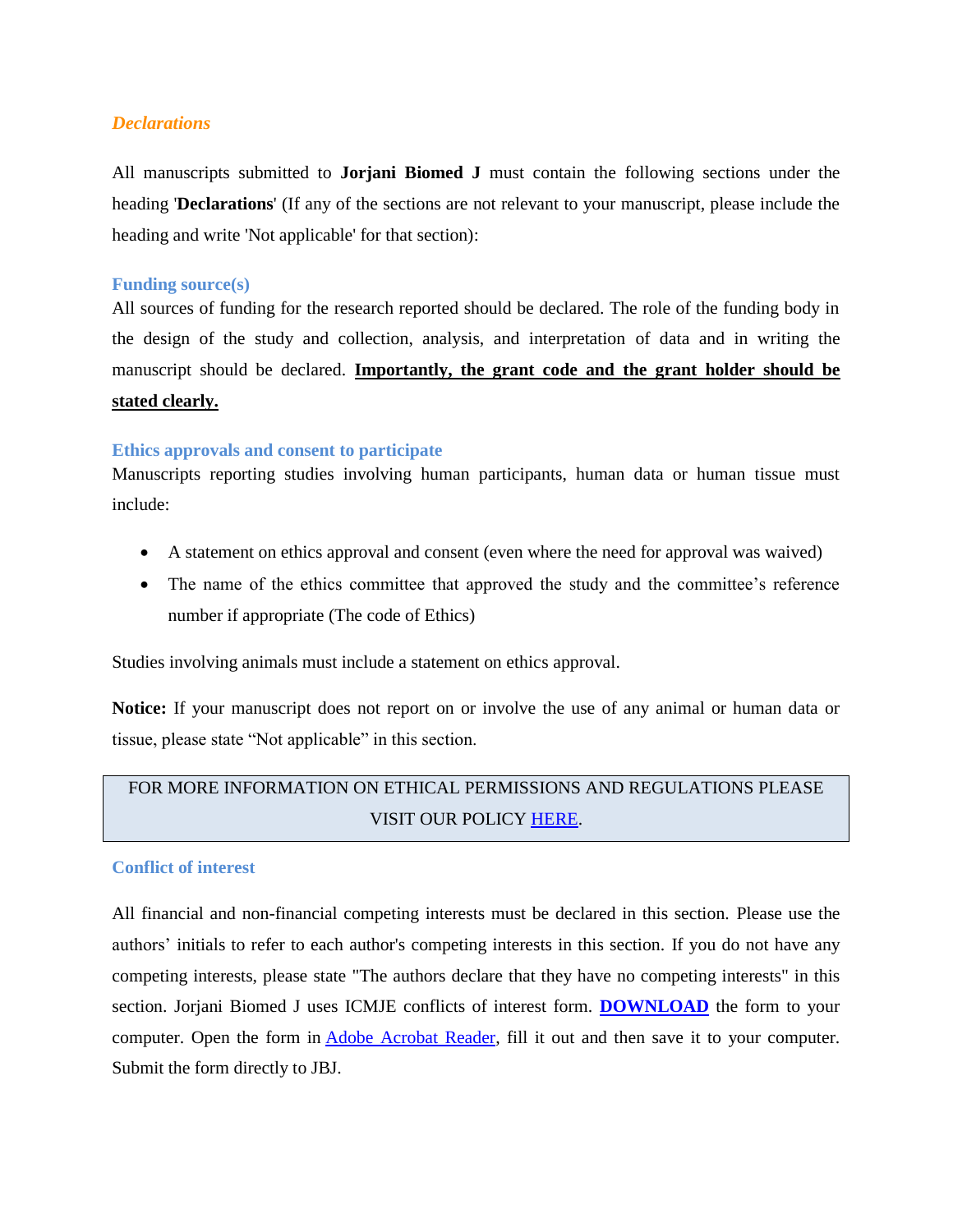## *Declarations*

All manuscripts submitted to **Jorjani Biomed J** must contain the following sections under the heading '**Declarations**' (If any of the sections are not relevant to your manuscript, please include the heading and write 'Not applicable' for that section):

### Funding source(s)

All sources of funding for the research reported should be declared. The role of the funding body in the design of the study and collection, analysis, and interpretation of data and in writing the manuscript should be declared. **Importantly, the grant code and the grant holder should be stated clearly.**

### Ethics approvals and consent to participate

Manuscripts reporting studies involving human participants, human data or human tissue must include:

- A statement on ethics approval and consent (even where the need for approval was waived)
- The name of the ethics committee that approved the study and the committee's reference number if appropriate (The code of Ethics)

Studies involving animals must include a statement on ethics approval.

**Notice:** If your manuscript does not report on or involve the use of any animal or human data or tissue, please state "Not applicable" in this section.

FOR MORE INFORMATION ON ETHICAL PERMISSIONS AND REGULATIONS PLEASE VISIT OUR POLICY HERE.

### Conflict of interest

All financial and non-financial competing interests must be declared in this section. Please use the authors' initials to refer to each author's competing interests in this section. If you do not have any competing interests, please state "The authors declare that they have no competing interests" in this section. Jorjani Biomed J uses ICMJE conflicts of interest form. **DOWNLOAD** the form to your computer. Open the form in Adobe Acrobat Reader, fill it out and then save it to your computer. Submit the form directly to JBJ.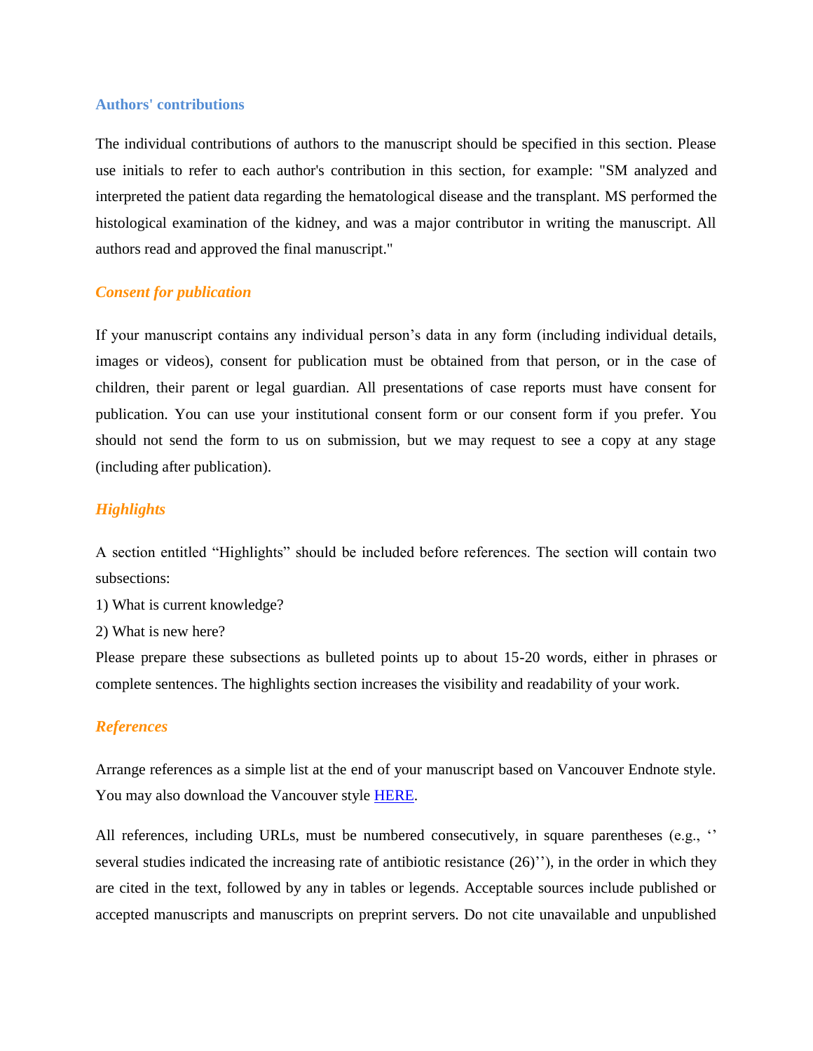### Authors' contributions

The individual contributions of authors to the manuscript should be specified in this section. Please use initials to refer to each author's contribution in this section, for example: "SM analyzed and interpreted the patient data regarding the hematological disease and the transplant. MS performed the histological examination of the kidney, and was a major contributor in writing the manuscript. All authors read and approved the final manuscript."

### *Consent for publication*

If your manuscript contains any individual person's data in any form (including individual details, images or videos), consent for publication must be obtained from that person, or in the case of children, their parent or legal guardian. All presentations of case reports must have consent for publication. You can use your institutional consent form or our consent form if you prefer. You should not send the form to us on submission, but we may request to see a copy at any stage (including after publication).

### *Highlights*

A section entitled "Highlights" should be included before references. The section will contain two subsections:

1) What is current knowledge?

2) What is new here?

Please prepare these subsections as bulleted points up to about 15-20 words, either in phrases or complete sentences. The highlights section increases the visibility and readability of your work.

### *References*

Arrange references as a simple list at the end of your manuscript based on Vancouver Endnote style. You may also download the Vancouver style HERE.

All references, including URLs, must be numbered consecutively, in square parentheses (e.g., '' several studies indicated the increasing rate of antibiotic resistance (26)''), in the order in which they are cited in the text, followed by any in tables or legends. Acceptable sources include published or accepted manuscripts and manuscripts on preprint servers. Do not cite unavailable and unpublished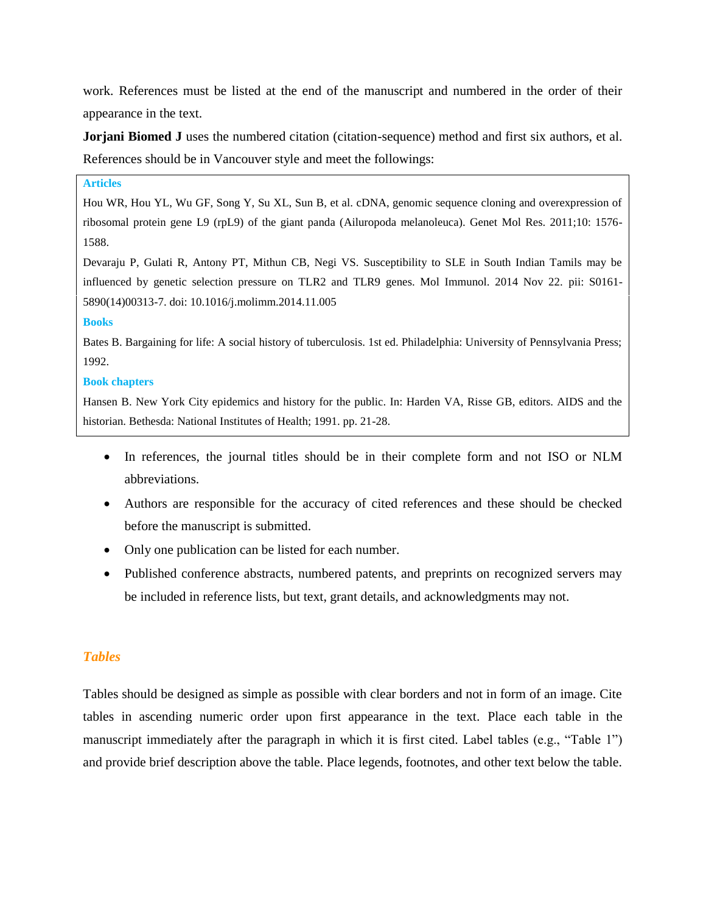work. References must be listed at the end of the manuscript and numbered in the order of their appearance in the text.

**Jorjani Biomed J** uses the numbered citation (citation-sequence) method and first six authors, et al. References should be in Vancouver style and meet the followings:

**Articles**

Hou WR, Hou YL, Wu GF, Song Y, Su XL, Sun B, et al. cDNA, genomic sequence cloning and overexpression of ribosomal protein gene L9 (rpL9) of the giant panda (Ailuropoda melanoleuca). Genet Mol Res. 2011;10: 1576-1588.

Devaraju P, Gulati R, Antony PT, Mithun CB, Negi VS. Susceptibility to SLE in South Indian Tamils may be influenced by genetic selection pressure on TLR2 and TLR9 genes. Mol Immunol. 2014 Nov 22. pii: S0161-5890(14)00313-7. doi: 10.1016/j.molimm.2014.11.005

**Books**

Bates B. Bargaining for life: A social history of tuberculosis. 1st ed. Philadelphia: University of Pennsylvania Press; 1992.

**Book chapters**

Hansen B. New York City epidemics and history for the public. In: Harden VA, Risse GB, editors. AIDS and the historian. Bethesda: National Institutes of Health; 1991. pp. 21-28.

- In references, the journal titles should be in their complete form and not ISO or NLM abbreviations.
- Authors are responsible for the accuracy of cited references and these should be checked before the manuscript is submitted.
- Only one publication can be listed for each number.
- Published conference abstracts, numbered patents, and preprints on recognized servers may be included in reference lists, but text, grant details, and acknowledgments may not.

### *Tables*

Tables should be designed as simple as possible with clear borders and not in form of an image. Cite tables in ascending numeric order upon first appearance in the text. Place each table in the manuscript immediately after the paragraph in which it is first cited. Label tables (e.g., "Table 1") and provide brief description above the table. Place legends, footnotes, and other text below the table.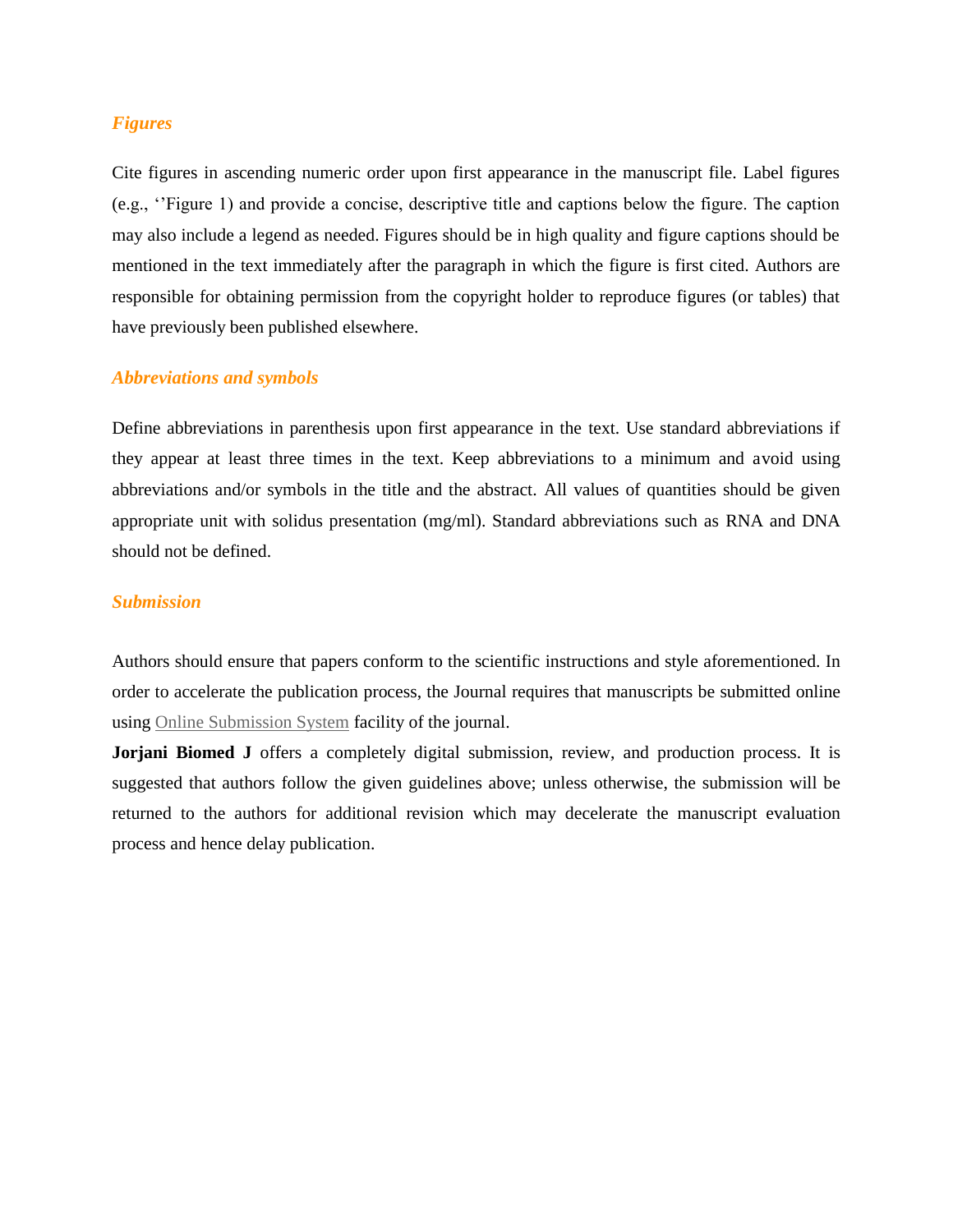### *Figures*

Cite figures in ascending numeric order upon first appearance in the manuscript file. Label figures (e.g., ‘’Figure 1) and provide a concise, descriptive title and captions below the figure. The caption may also include a legend as needed. Figures should be in high quality and figure captions should be mentioned in the text immediately after the paragraph in which the figure is first cited. Authors are responsible for obtaining permission from the copyright holder to reproduce figures (or tables) that have previously been published elsewhere.

### *Abbreviations and symbols*

Define abbreviations in parenthesis upon first appearance in the text. Use standard abbreviations if they appear at least three times in the text. Keep abbreviations to a minimum and avoid using abbreviations and/or symbols in the title and the abstract. All values of quantities should be given appropriate unit with solidus presentation (mg/ml). Standard abbreviations such as RNA and DNA should not be defined.

### *Submission*

Authors should ensure that papers conform to the scientific instructions and style aforementioned. In order to accelerate the publication process, the Journal requires that manuscripts be submitted online using Online Submission System facility of the journal.

**Jorjani Biomed J** offers a completely digital submission, review, and production process. It is suggested that authors follow the given guidelines above; unless otherwise, the submission will be returned to the authors for additional revision which may decelerate the manuscript evaluation process and hence delay publication.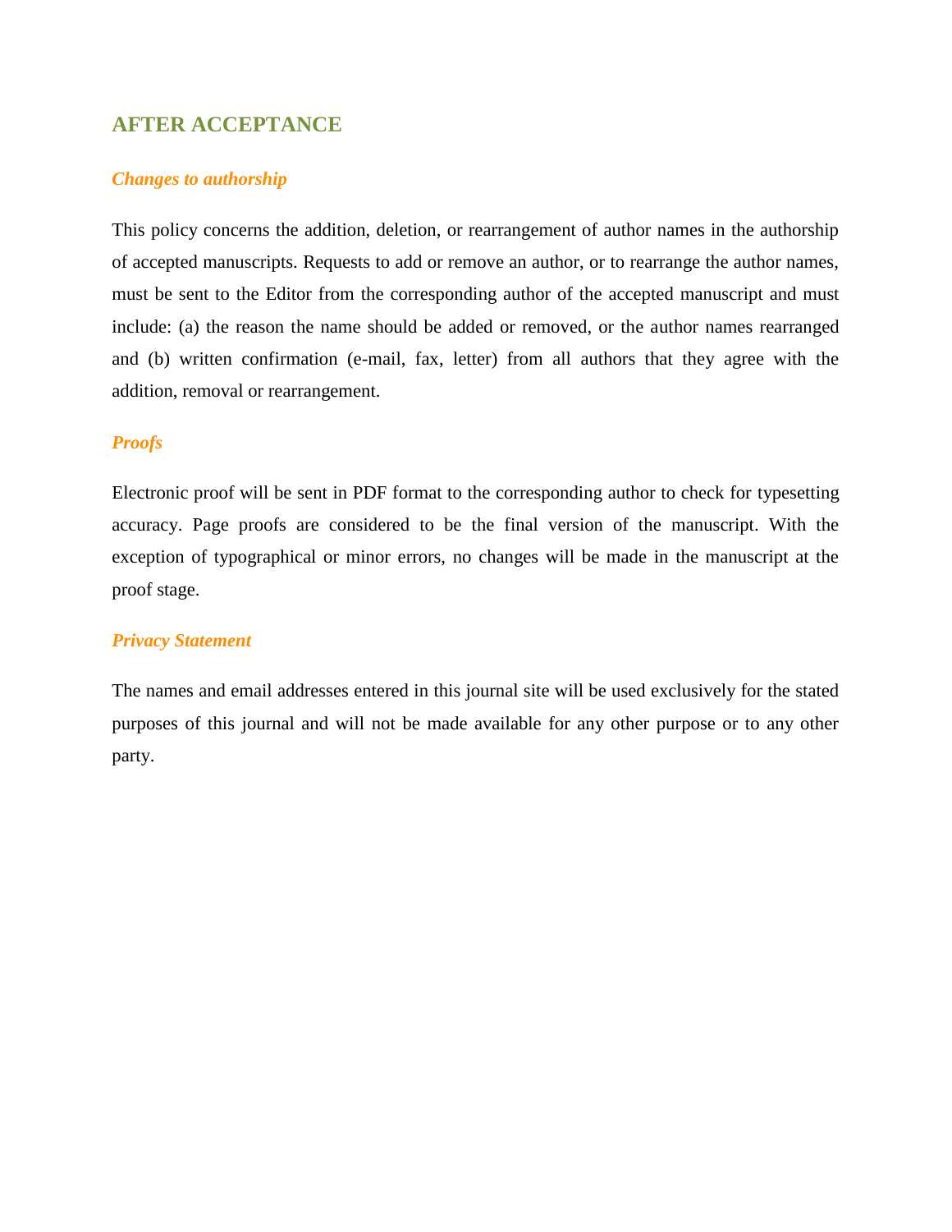## AFTER ACCEPTANCE

### *Changes to authorship*

This policy concerns the addition, deletion, or rearrangement of author names in the authorship of accepted manuscripts. Requests to add or remove an author, or to rearrange the author names, must be sent to the Editor from the corresponding author of the accepted manuscript and must include: (a) the reason the name should be added or removed, or the author names rearranged and (b) written confirmation (e-mail, fax, letter) from all authors that they agree with the addition, removal or rearrangement.

### *Proofs*

Electronic proof will be sent in PDF format to the corresponding author to check for typesetting accuracy. Page proofs are considered to be the final version of the manuscript. With the exception of typographical or minor errors, no changes will be made in the manuscript at the proof stage.

### *Privacy Statement*

The names and email addresses entered in this journal site will be used exclusively for the stated purposes of this journal and will not be made available for any other purpose or to any other party.